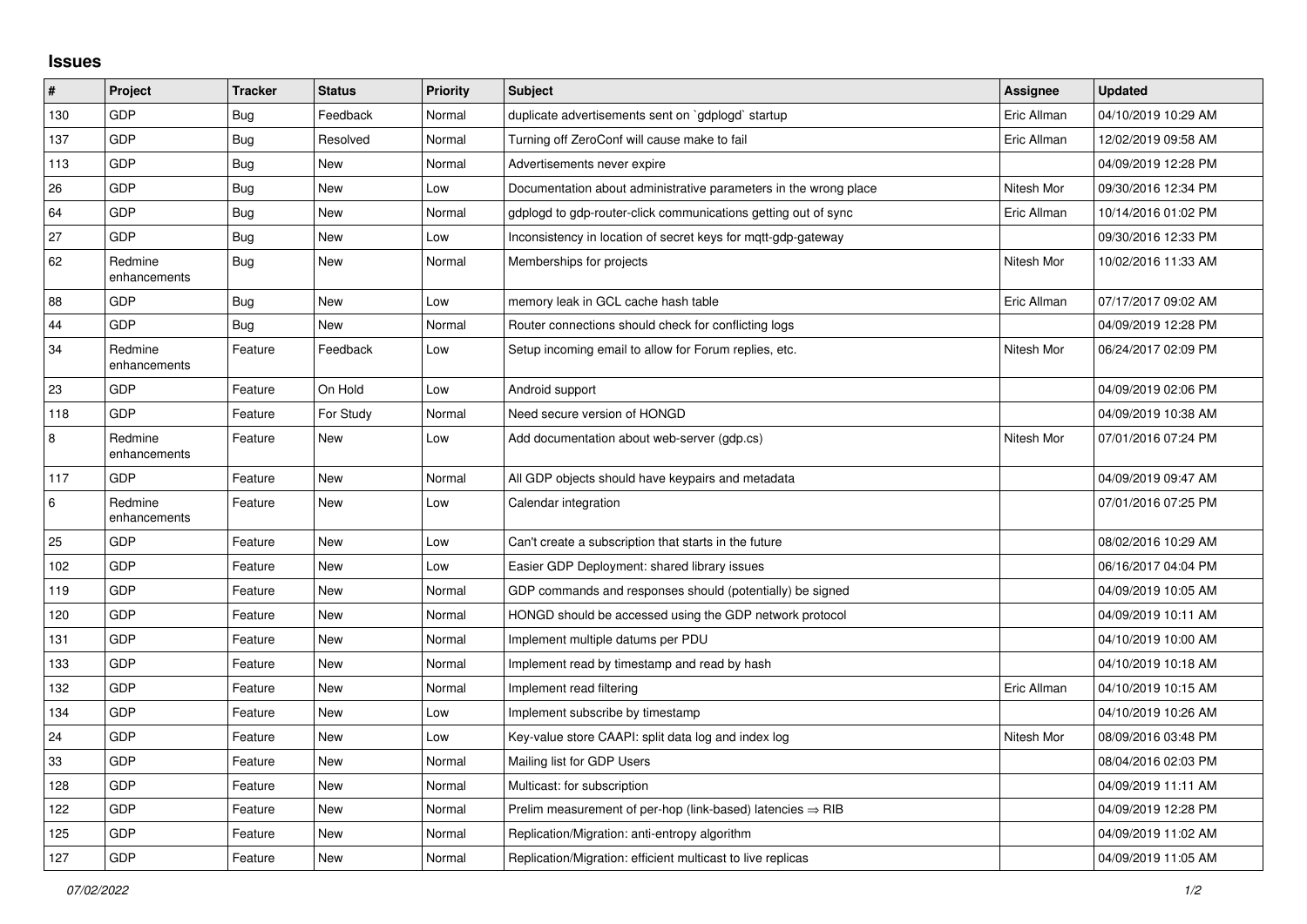## Issues

| # | Project | Tracker | Status | Priority | Subject | Assignee | Updated |
|---|---|---|---|---|---|---|---|
| 130 | GDP | Bug | Feedback | Normal | duplicate advertisements sent on `gdplogd` startup | Eric Allman | 04/10/2019 10:29 AM |
| 137 | GDP | Bug | Resolved | Normal | Turning off ZeroConf will cause make to fail | Eric Allman | 12/02/2019 09:58 AM |
| 113 | GDP | Bug | New | Normal | Advertisements never expire | | 04/09/2019 12:28 PM |
| 26 | GDP | Bug | New | Low | Documentation about administrative parameters in the wrong place | Nitesh Mor | 09/30/2016 12:34 PM |
| 64 | GDP | Bug | New | Normal | gdplogd to gdp-router-click communications getting out of sync | Eric Allman | 10/14/2016 01:02 PM |
| 27 | GDP | Bug | New | Low | Inconsistency in location of secret keys for mqtt-gdp-gateway | | 09/30/2016 12:33 PM |
| 62 | Redmine enhancements | Bug | New | Normal | Memberships for projects | Nitesh Mor | 10/02/2016 11:33 AM |
| 88 | GDP | Bug | New | Low | memory leak in GCL cache hash table | Eric Allman | 07/17/2017 09:02 AM |
| 44 | GDP | Bug | New | Normal | Router connections should check for conflicting logs | | 04/09/2019 12:28 PM |
| 34 | Redmine enhancements | Feature | Feedback | Low | Setup incoming email to allow for Forum replies, etc. | Nitesh Mor | 06/24/2017 02:09 PM |
| 23 | GDP | Feature | On Hold | Low | Android support | | 04/09/2019 02:06 PM |
| 118 | GDP | Feature | For Study | Normal | Need secure version of HONGD | | 04/09/2019 10:38 AM |
| 8 | Redmine enhancements | Feature | New | Low | Add documentation about web-server (gdp.cs) | Nitesh Mor | 07/01/2016 07:24 PM |
| 117 | GDP | Feature | New | Normal | All GDP objects should have keypairs and metadata | | 04/09/2019 09:47 AM |
| 6 | Redmine enhancements | Feature | New | Low | Calendar integration | | 07/01/2016 07:25 PM |
| 25 | GDP | Feature | New | Low | Can't create a subscription that starts in the future | | 08/02/2016 10:29 AM |
| 102 | GDP | Feature | New | Low | Easier GDP Deployment: shared library issues | | 06/16/2017 04:04 PM |
| 119 | GDP | Feature | New | Normal | GDP commands and responses should (potentially) be signed | | 04/09/2019 10:05 AM |
| 120 | GDP | Feature | New | Normal | HONGD should be accessed using the GDP network protocol | | 04/09/2019 10:11 AM |
| 131 | GDP | Feature | New | Normal | Implement multiple datums per PDU | | 04/10/2019 10:00 AM |
| 133 | GDP | Feature | New | Normal | Implement read by timestamp and read by hash | | 04/10/2019 10:18 AM |
| 132 | GDP | Feature | New | Normal | Implement read filtering | Eric Allman | 04/10/2019 10:15 AM |
| 134 | GDP | Feature | New | Low | Implement subscribe by timestamp | | 04/10/2019 10:26 AM |
| 24 | GDP | Feature | New | Low | Key-value store CAAPI: split data log and index log | Nitesh Mor | 08/09/2016 03:48 PM |
| 33 | GDP | Feature | New | Normal | Mailing list for GDP Users | | 08/04/2016 02:03 PM |
| 128 | GDP | Feature | New | Normal | Multicast: for subscription | | 04/09/2019 11:11 AM |
| 122 | GDP | Feature | New | Normal | Prelim measurement of per-hop (link-based) latencies ⇒ RIB | | 04/09/2019 12:28 PM |
| 125 | GDP | Feature | New | Normal | Replication/Migration: anti-entropy algorithm | | 04/09/2019 11:02 AM |
| 127 | GDP | Feature | New | Normal | Replication/Migration: efficient multicast to live replicas | | 04/09/2019 11:05 AM |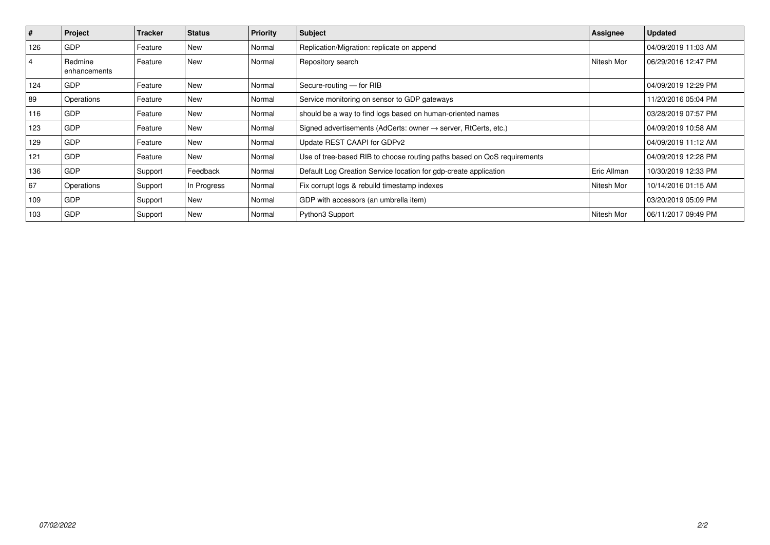| # | Project | Tracker | Status | Priority | Subject | Assignee | Updated |
|---|---|---|---|---|---|---|---|
| 126 | GDP | Feature | New | Normal | Replication/Migration: replicate on append | | 04/09/2019 11:03 AM |
| 4 | Redmine enhancements | Feature | New | Normal | Repository search | Nitesh Mor | 06/29/2016 12:47 PM |
| 124 | GDP | Feature | New | Normal | Secure-routing — for RIB | | 04/09/2019 12:29 PM |
| 89 | Operations | Feature | New | Normal | Service monitoring on sensor to GDP gateways | | 11/20/2016 05:04 PM |
| 116 | GDP | Feature | New | Normal | should be a way to find logs based on human-oriented names | | 03/28/2019 07:57 PM |
| 123 | GDP | Feature | New | Normal | Signed advertisements (AdCerts: owner → server, RtCerts, etc.) | | 04/09/2019 10:58 AM |
| 129 | GDP | Feature | New | Normal | Update REST CAAPI for GDPv2 | | 04/09/2019 11:12 AM |
| 121 | GDP | Feature | New | Normal | Use of tree-based RIB to choose routing paths based on QoS requirements | | 04/09/2019 12:28 PM |
| 136 | GDP | Support | Feedback | Normal | Default Log Creation Service location for gdp-create application | Eric Allman | 10/30/2019 12:33 PM |
| 67 | Operations | Support | In Progress | Normal | Fix corrupt logs & rebuild timestamp indexes | Nitesh Mor | 10/14/2016 01:15 AM |
| 109 | GDP | Support | New | Normal | GDP with accessors (an umbrella item) | | 03/20/2019 05:09 PM |
| 103 | GDP | Support | New | Normal | Python3 Support | Nitesh Mor | 06/11/2017 09:49 PM |